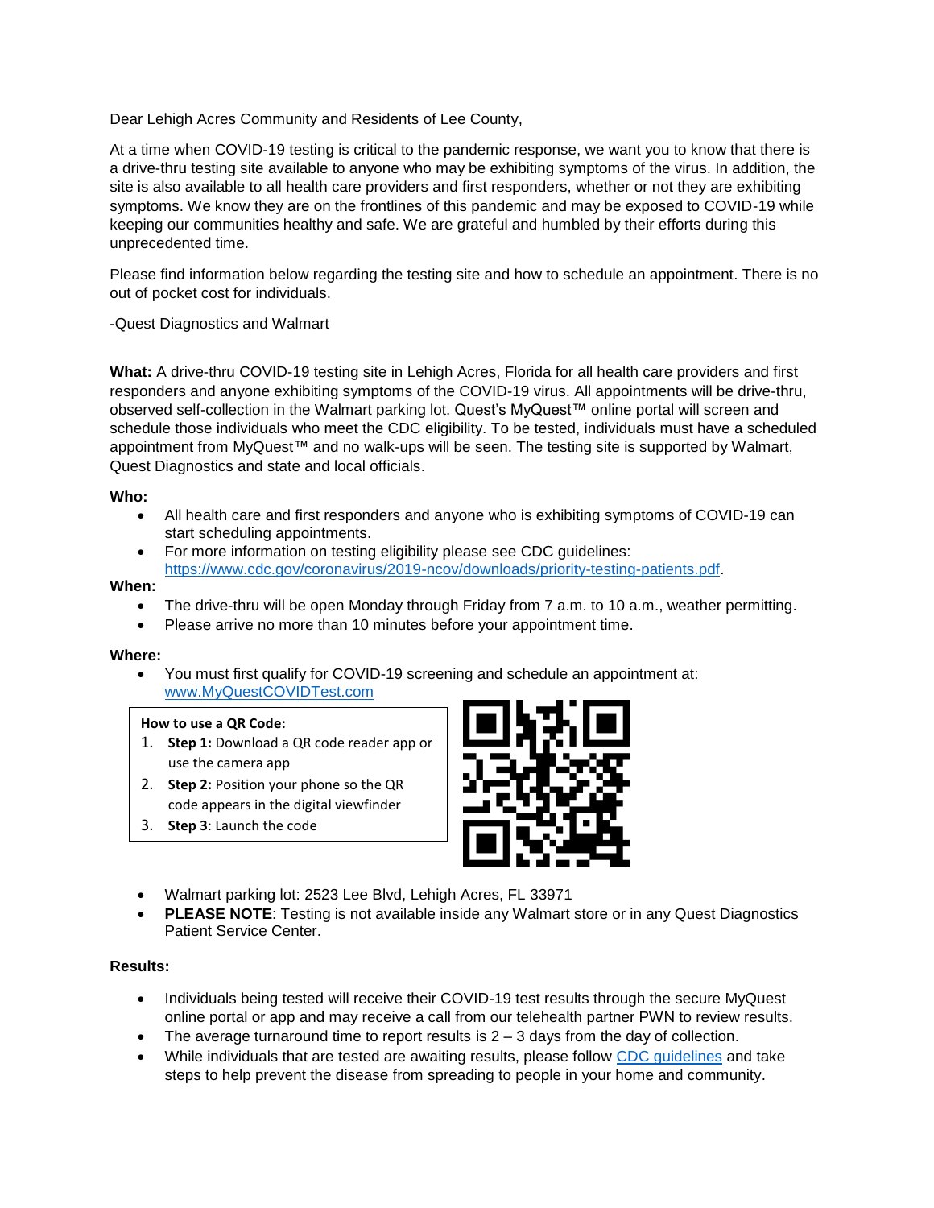Dear Lehigh Acres Community and Residents of Lee County,

At a time when COVID-19 testing is critical to the pandemic response, we want you to know that there is a drive-thru testing site available to anyone who may be exhibiting symptoms of the virus. In addition, the site is also available to all health care providers and first responders, whether or not they are exhibiting symptoms. We know they are on the frontlines of this pandemic and may be exposed to COVID-19 while keeping our communities healthy and safe. We are grateful and humbled by their efforts during this unprecedented time.

Please find information below regarding the testing site and how to schedule an appointment. There is no out of pocket cost for individuals.

-Quest Diagnostics and Walmart

**What:** A drive-thru COVID-19 testing site in Lehigh Acres, Florida for all health care providers and first responders and anyone exhibiting symptoms of the COVID-19 virus. All appointments will be drive-thru, observed self-collection in the Walmart parking lot. Quest's MyQuest™ online portal will screen and schedule those individuals who meet the CDC eligibility. To be tested, individuals must have a scheduled appointment from MyQuest™ and no walk-ups will be seen. The testing site is supported by Walmart, Quest Diagnostics and state and local officials.

**Who:**

- All health care and first responders and anyone who is exhibiting symptoms of COVID-19 can start scheduling appointments.
- For more information on testing eligibility please see CDC guidelines: https://www.cdc.gov/coronavirus/2019-ncov/downloads/priority-testing-patients.pdf.

**When:**

- The drive-thru will be open Monday through Friday from 7 a.m. to 10 a.m., weather permitting.
- Please arrive no more than 10 minutes before your appointment time.

**Where:**

- You must first qualify for COVID-19 screening and schedule an appointment at: www.MyQuestCOVIDTest.com

**How to use a QR Code:**

1. **Step 1:** Download a QR code reader app or use the camera app
2. **Step 2:** Position your phone so the QR code appears in the digital viewfinder
3. **Step 3**: Launch the code

- Walmart parking lot: 2523 Lee Blvd, Lehigh Acres, FL 33971
- **PLEASE NOTE**: Testing is not available inside any Walmart store or in any Quest Diagnostics Patient Service Center.

**Results:**

- Individuals being tested will receive their COVID-19 test results through the secure MyQuest online portal or app and may receive a call from our telehealth partner PWN to review results.
- The average turnaround time to report results is 2 – 3 days from the day of collection.
- While individuals that are tested are awaiting results, please follow CDC guidelines and take steps to help prevent the disease from spreading to people in your home and community.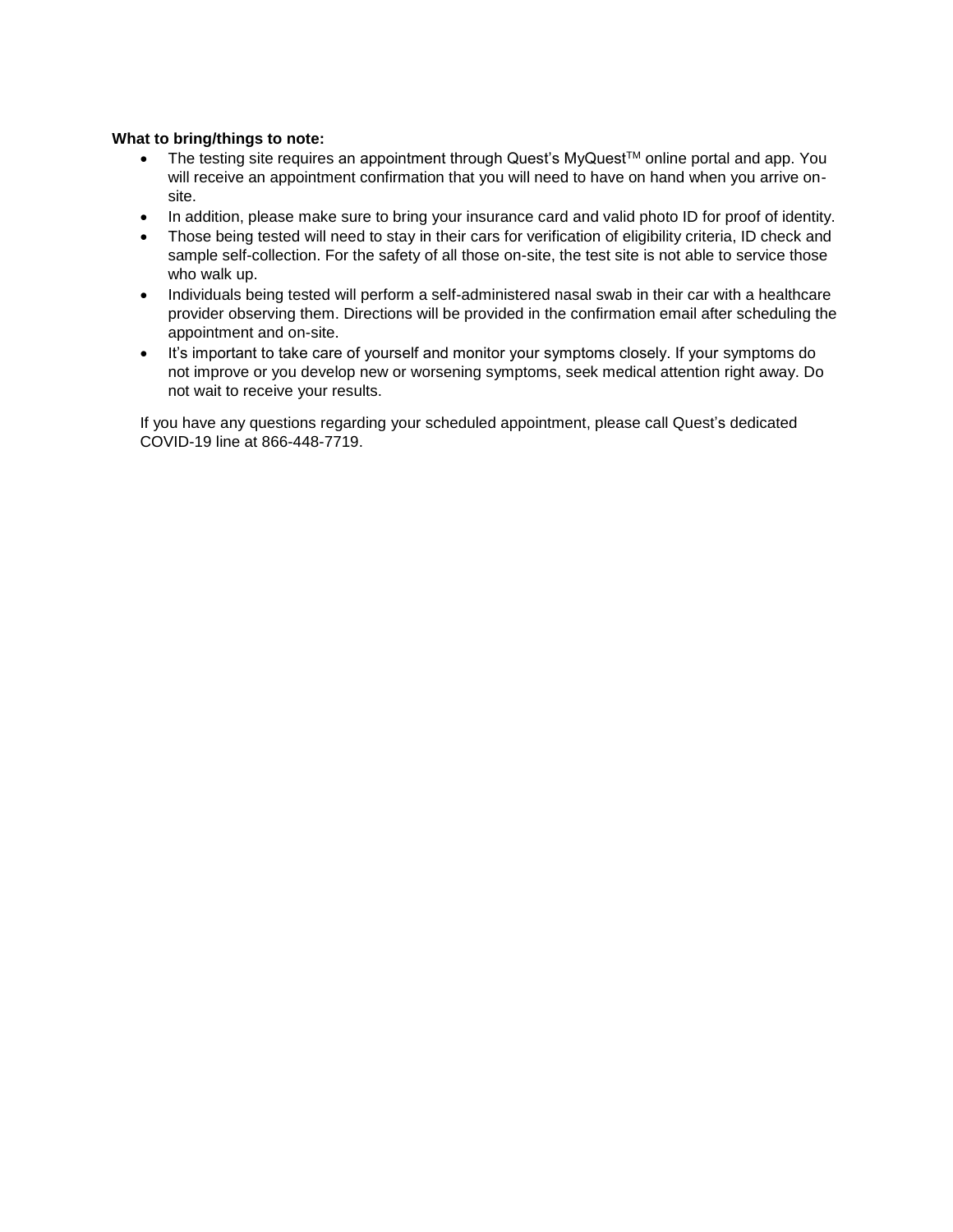**What to bring/things to note:**

- The testing site requires an appointment through Quest's MyQuest™ online portal and app. You will receive an appointment confirmation that you will need to have on hand when you arrive on-site.
- In addition, please make sure to bring your insurance card and valid photo ID for proof of identity.
- Those being tested will need to stay in their cars for verification of eligibility criteria, ID check and sample self-collection. For the safety of all those on-site, the test site is not able to service those who walk up.
- Individuals being tested will perform a self-administered nasal swab in their car with a healthcare provider observing them. Directions will be provided in the confirmation email after scheduling the appointment and on-site.
- It's important to take care of yourself and monitor your symptoms closely. If your symptoms do not improve or you develop new or worsening symptoms, seek medical attention right away. Do not wait to receive your results.

If you have any questions regarding your scheduled appointment, please call Quest's dedicated COVID-19 line at 866-448-7719.